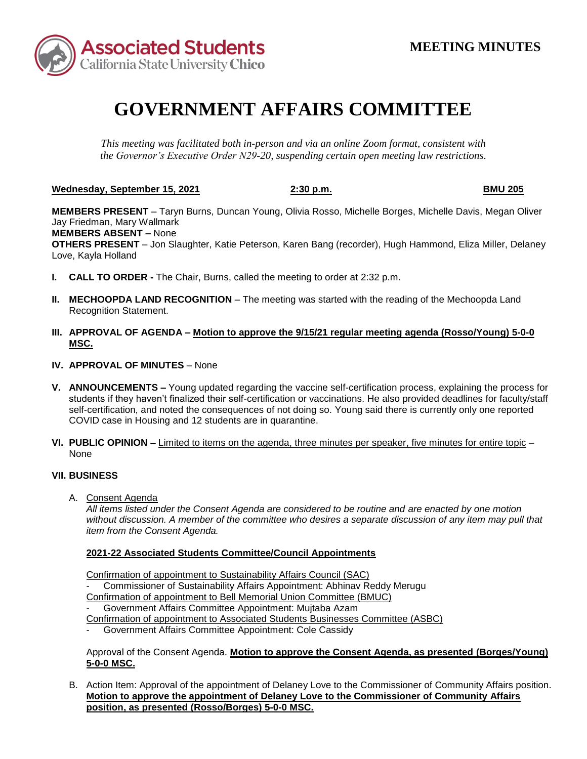**MEETING MINUTES**

# GOVERNMENT AFFAIRS COMMITTEE

*This meeting was facilitated both in-person and via an online Zoom format, consistent with the Governor's Executive Order N29-20, suspending certain open meeting law restrictions.*

**Wednesday, September 15, 2021** **2:30 p.m.** **BMU 205**

**MEMBERS PRESENT** – Taryn Burns, Duncan Young, Olivia Rosso, Michelle Borges, Michelle Davis, Megan Oliver Jay Friedman, Mary Wallmark
**MEMBERS ABSENT –** None
**OTHERS PRESENT** – Jon Slaughter, Katie Peterson, Karen Bang (recorder), Hugh Hammond, Eliza Miller, Delaney Love, Kayla Holland

**I. CALL TO ORDER -** The Chair, Burns, called the meeting to order at 2:32 p.m.

**II. MECHOOPDA LAND RECOGNITION** – The meeting was started with the reading of the Mechoopda Land Recognition Statement.

**III. APPROVAL OF AGENDA – Motion to approve the 9/15/21 regular meeting agenda (Rosso/Young) 5-0-0 MSC.**

**IV. APPROVAL OF MINUTES** – None

**V. ANNOUNCEMENTS –** Young updated regarding the vaccine self-certification process, explaining the process for students if they haven't finalized their self-certification or vaccinations. He also provided deadlines for faculty/staff self-certification, and noted the consequences of not doing so. Young said there is currently only one reported COVID case in Housing and 12 students are in quarantine.

**VI. PUBLIC OPINION –** Limited to items on the agenda, three minutes per speaker, five minutes for entire topic – None

**VII. BUSINESS**

A. Consent Agenda
*All items listed under the Consent Agenda are considered to be routine and are enacted by one motion without discussion. A member of the committee who desires a separate discussion of any item may pull that item from the Consent Agenda.*

**2021-22 Associated Students Committee/Council Appointments**

Confirmation of appointment to Sustainability Affairs Council (SAC)
- Commissioner of Sustainability Affairs Appointment: Abhinav Reddy Merugu

Confirmation of appointment to Bell Memorial Union Committee (BMUC)
- Government Affairs Committee Appointment: Mujtaba Azam

Confirmation of appointment to Associated Students Businesses Committee (ASBC)
- Government Affairs Committee Appointment: Cole Cassidy

Approval of the Consent Agenda. **Motion to approve the Consent Agenda, as presented (Borges/Young) 5-0-0 MSC.**

B. Action Item: Approval of the appointment of Delaney Love to the Commissioner of Community Affairs position. **Motion to approve the appointment of Delaney Love to the Commissioner of Community Affairs position, as presented (Rosso/Borges) 5-0-0 MSC.**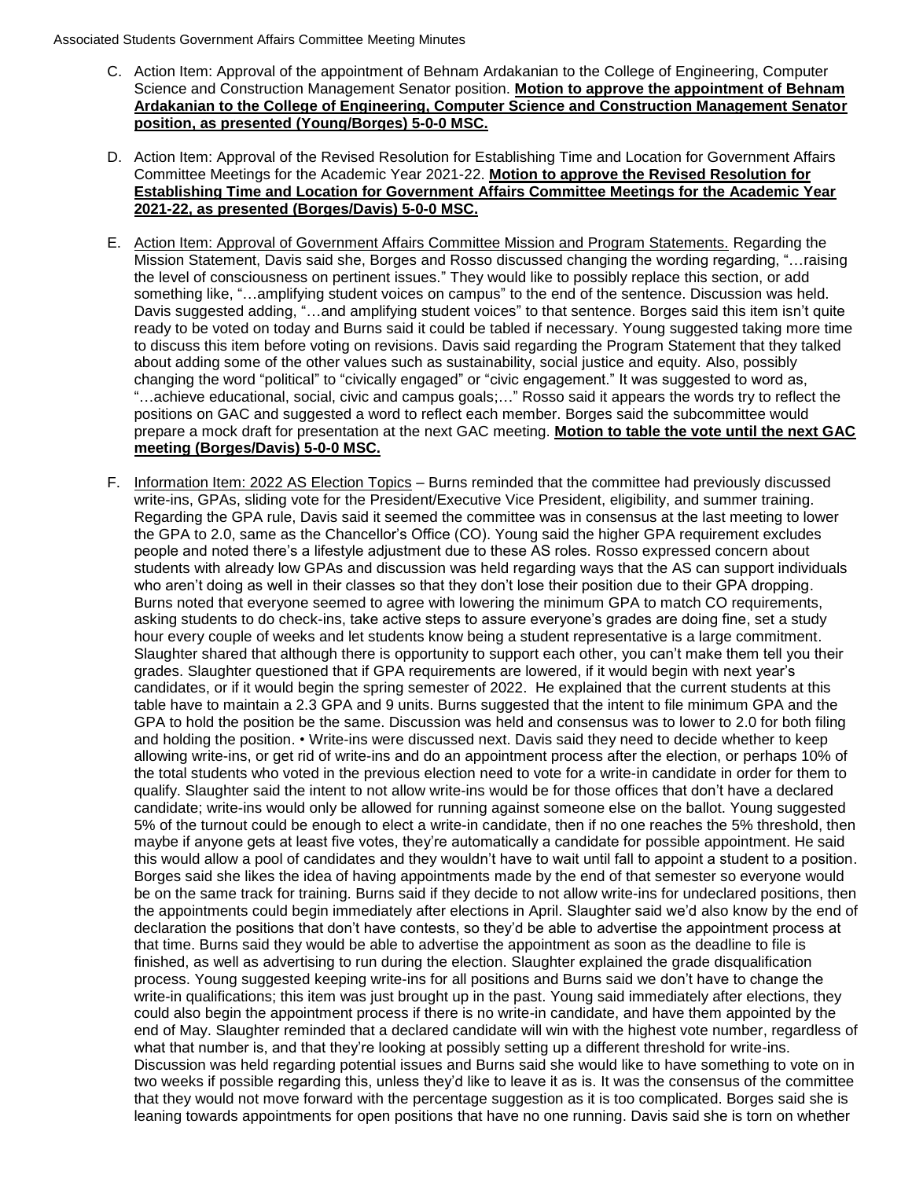C. Action Item: Approval of the appointment of Behnam Ardakanian to the College of Engineering, Computer Science and Construction Management Senator position. **Motion to approve the appointment of Behnam Ardakanian to the College of Engineering, Computer Science and Construction Management Senator position, as presented (Young/Borges) 5-0-0 MSC.**

D. Action Item: Approval of the Revised Resolution for Establishing Time and Location for Government Affairs Committee Meetings for the Academic Year 2021-22. **Motion to approve the Revised Resolution for Establishing Time and Location for Government Affairs Committee Meetings for the Academic Year 2021-22, as presented (Borges/Davis) 5-0-0 MSC.**

E. Action Item: Approval of Government Affairs Committee Mission and Program Statements. Regarding the Mission Statement, Davis said she, Borges and Rosso discussed changing the wording regarding, "…raising the level of consciousness on pertinent issues." They would like to possibly replace this section, or add something like, "…amplifying student voices on campus" to the end of the sentence. Discussion was held. Davis suggested adding, "…and amplifying student voices" to that sentence. Borges said this item isn't quite ready to be voted on today and Burns said it could be tabled if necessary. Young suggested taking more time to discuss this item before voting on revisions. Davis said regarding the Program Statement that they talked about adding some of the other values such as sustainability, social justice and equity. Also, possibly changing the word "political" to "civically engaged" or "civic engagement." It was suggested to word as, "…achieve educational, social, civic and campus goals;…" Rosso said it appears the words try to reflect the positions on GAC and suggested a word to reflect each member. Borges said the subcommittee would prepare a mock draft for presentation at the next GAC meeting. **Motion to table the vote until the next GAC meeting (Borges/Davis) 5-0-0 MSC.**

F. Information Item: 2022 AS Election Topics – Burns reminded that the committee had previously discussed write-ins, GPAs, sliding vote for the President/Executive Vice President, eligibility, and summer training. Regarding the GPA rule, Davis said it seemed the committee was in consensus at the last meeting to lower the GPA to 2.0, same as the Chancellor's Office (CO). Young said the higher GPA requirement excludes people and noted there's a lifestyle adjustment due to these AS roles. Rosso expressed concern about students with already low GPAs and discussion was held regarding ways that the AS can support individuals who aren't doing as well in their classes so that they don't lose their position due to their GPA dropping. Burns noted that everyone seemed to agree with lowering the minimum GPA to match CO requirements, asking students to do check-ins, take active steps to assure everyone's grades are doing fine, set a study hour every couple of weeks and let students know being a student representative is a large commitment. Slaughter shared that although there is opportunity to support each other, you can't make them tell you their grades. Slaughter questioned that if GPA requirements are lowered, if it would begin with next year's candidates, or if it would begin the spring semester of 2022. He explained that the current students at this table have to maintain a 2.3 GPA and 9 units. Burns suggested that the intent to file minimum GPA and the GPA to hold the position be the same. Discussion was held and consensus was to lower to 2.0 for both filing and holding the position. • Write-ins were discussed next. Davis said they need to decide whether to keep allowing write-ins, or get rid of write-ins and do an appointment process after the election, or perhaps 10% of the total students who voted in the previous election need to vote for a write-in candidate in order for them to qualify. Slaughter said the intent to not allow write-ins would be for those offices that don't have a declared candidate; write-ins would only be allowed for running against someone else on the ballot. Young suggested 5% of the turnout could be enough to elect a write-in candidate, then if no one reaches the 5% threshold, then maybe if anyone gets at least five votes, they're automatically a candidate for possible appointment. He said this would allow a pool of candidates and they wouldn't have to wait until fall to appoint a student to a position. Borges said she likes the idea of having appointments made by the end of that semester so everyone would be on the same track for training. Burns said if they decide to not allow write-ins for undeclared positions, then the appointments could begin immediately after elections in April. Slaughter said we'd also know by the end of declaration the positions that don't have contests, so they'd be able to advertise the appointment process at that time. Burns said they would be able to advertise the appointment as soon as the deadline to file is finished, as well as advertising to run during the election. Slaughter explained the grade disqualification process. Young suggested keeping write-ins for all positions and Burns said we don't have to change the write-in qualifications; this item was just brought up in the past. Young said immediately after elections, they could also begin the appointment process if there is no write-in candidate, and have them appointed by the end of May. Slaughter reminded that a declared candidate will win with the highest vote number, regardless of what that number is, and that they're looking at possibly setting up a different threshold for write-ins. Discussion was held regarding potential issues and Burns said she would like to have something to vote on in two weeks if possible regarding this, unless they'd like to leave it as is. It was the consensus of the committee that they would not move forward with the percentage suggestion as it is too complicated. Borges said she is leaning towards appointments for open positions that have no one running. Davis said she is torn on whether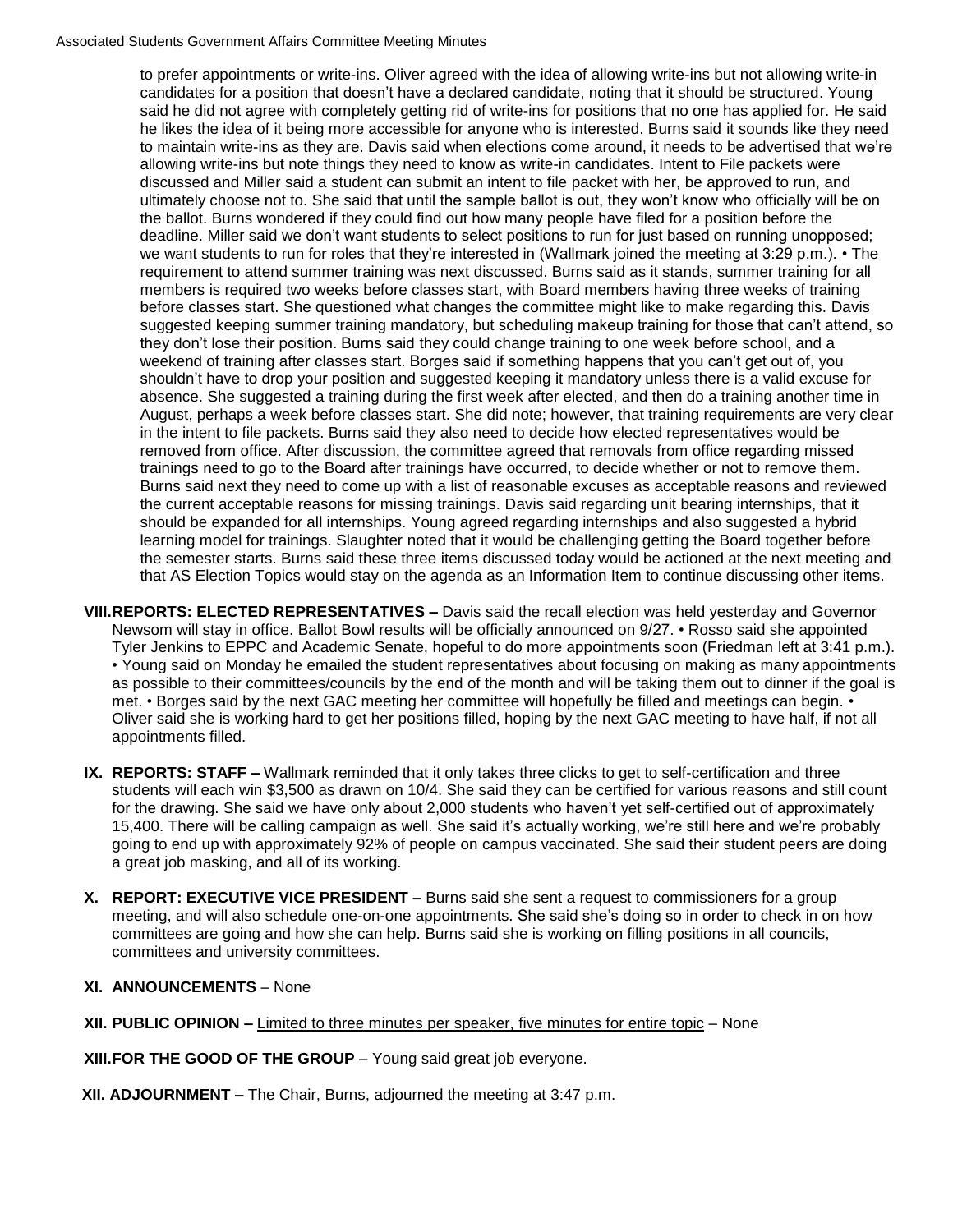to prefer appointments or write-ins. Oliver agreed with the idea of allowing write-ins but not allowing write-in candidates for a position that doesn't have a declared candidate, noting that it should be structured. Young said he did not agree with completely getting rid of write-ins for positions that no one has applied for. He said he likes the idea of it being more accessible for anyone who is interested. Burns said it sounds like they need to maintain write-ins as they are. Davis said when elections come around, it needs to be advertised that we're allowing write-ins but note things they need to know as write-in candidates. Intent to File packets were discussed and Miller said a student can submit an intent to file packet with her, be approved to run, and ultimately choose not to. She said that until the sample ballot is out, they won't know who officially will be on the ballot. Burns wondered if they could find out how many people have filed for a position before the deadline. Miller said we don't want students to select positions to run for just based on running unopposed; we want students to run for roles that they're interested in (Wallmark joined the meeting at 3:29 p.m.). • The requirement to attend summer training was next discussed. Burns said as it stands, summer training for all members is required two weeks before classes start, with Board members having three weeks of training before classes start. She questioned what changes the committee might like to make regarding this. Davis suggested keeping summer training mandatory, but scheduling makeup training for those that can't attend, so they don't lose their position. Burns said they could change training to one week before school, and a weekend of training after classes start. Borges said if something happens that you can't get out of, you shouldn't have to drop your position and suggested keeping it mandatory unless there is a valid excuse for absence. She suggested a training during the first week after elected, and then do a training another time in August, perhaps a week before classes start. She did note; however, that training requirements are very clear in the intent to file packets. Burns said they also need to decide how elected representatives would be removed from office. After discussion, the committee agreed that removals from office regarding missed trainings need to go to the Board after trainings have occurred, to decide whether or not to remove them. Burns said next they need to come up with a list of reasonable excuses as acceptable reasons and reviewed the current acceptable reasons for missing trainings. Davis said regarding unit bearing internships, that it should be expanded for all internships. Young agreed regarding internships and also suggested a hybrid learning model for trainings. Slaughter noted that it would be challenging getting the Board together before the semester starts. Burns said these three items discussed today would be actioned at the next meeting and that AS Election Topics would stay on the agenda as an Information Item to continue discussing other items.

**VIII. REPORTS: ELECTED REPRESENTATIVES –** Davis said the recall election was held yesterday and Governor Newsom will stay in office. Ballot Bowl results will be officially announced on 9/27. • Rosso said she appointed Tyler Jenkins to EPPC and Academic Senate, hopeful to do more appointments soon (Friedman left at 3:41 p.m.). • Young said on Monday he emailed the student representatives about focusing on making as many appointments as possible to their committees/councils by the end of the month and will be taking them out to dinner if the goal is met. • Borges said by the next GAC meeting her committee will hopefully be filled and meetings can begin. • Oliver said she is working hard to get her positions filled, hoping by the next GAC meeting to have half, if not all appointments filled.

**IX. REPORTS: STAFF –** Wallmark reminded that it only takes three clicks to get to self-certification and three students will each win $3,500 as drawn on 10/4. She said they can be certified for various reasons and still count for the drawing. She said we have only about 2,000 students who haven't yet self-certified out of approximately 15,400. There will be calling campaign as well. She said it's actually working, we're still here and we're probably going to end up with approximately 92% of people on campus vaccinated. She said their student peers are doing a great job masking, and all of its working.

**X. REPORT: EXECUTIVE VICE PRESIDENT –** Burns said she sent a request to commissioners for a group meeting, and will also schedule one-on-one appointments. She said she's doing so in order to check in on how committees are going and how she can help. Burns said she is working on filling positions in all councils, committees and university committees.

**XI. ANNOUNCEMENTS** – None

**XII. PUBLIC OPINION –** Limited to three minutes per speaker, five minutes for entire topic – None

**XIII. FOR THE GOOD OF THE GROUP** – Young said great job everyone.

**XII. ADJOURNMENT –** The Chair, Burns, adjourned the meeting at 3:47 p.m.